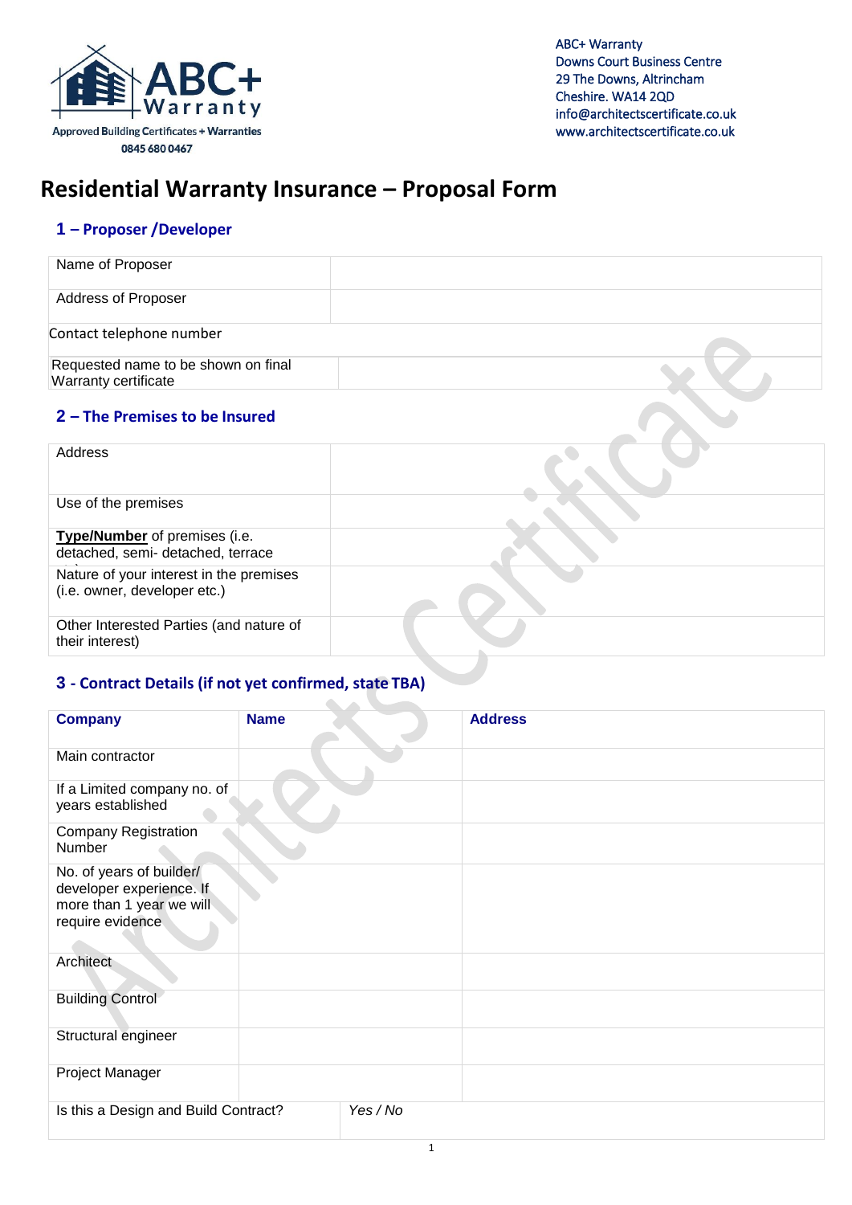ABC+ Warranty
Approved Building Certificates + Warranties
0845 680 0467

ABC+ Warranty
Downs Court Business Centre
29 The Downs, Altrincham
Cheshire. WA14 2QD
info@architectscertificate.co.uk
www.architectscertificate.co.uk

# Residential Warranty Insurance – Proposal Form

## 1 – Proposer /Developer

| | |
|---|---|
| Name of Proposer | |
| Address of Proposer | |
| Contact telephone number | |
| Requested name to be shown on final Warranty certificate | |

## 2 – The Premises to be Insured

| | |
|---|---|
| Address | |
| Use of the premises | |
| **Type/Number** of premises (i.e. detached, semi- detached, terrace | |
| Nature of your interest in the premises (i.e. owner, developer etc.) | |
| Other Interested Parties (and nature of their interest) | |

## 3 - Contract Details (if not yet confirmed, state TBA)

| **Company** | **Name** | **Address** |
|---|---|---|
| Main contractor | | |
| If a Limited company no. of years established | | |
| Company Registration Number | | |
| No. of years of builder/ developer experience. If more than 1 year we will require evidence | | |
| Architect | | |
| Building Control | | |
| Structural engineer | | |
| Project Manager | | |
| Is this a Design and Build Contract? | *Yes / No* | |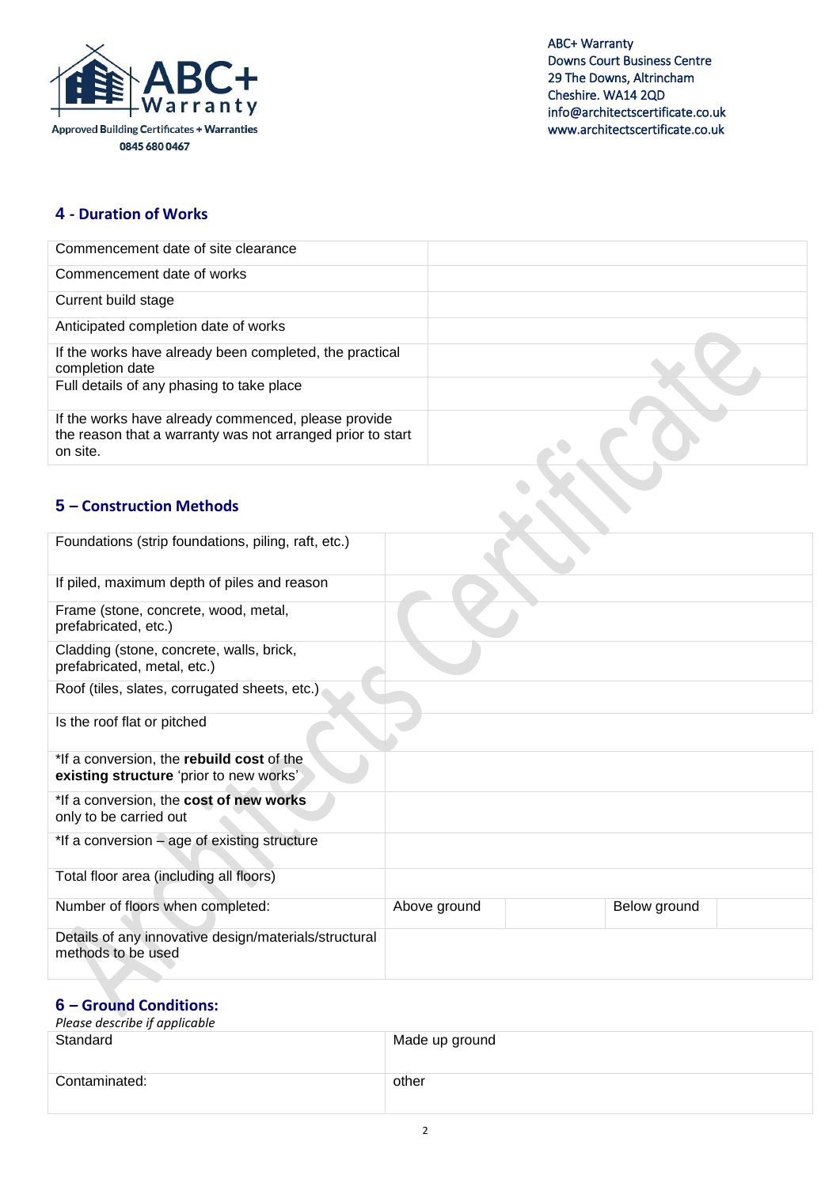## 4 - Duration of Works

| | |
|---|---|
| Commencement date of site clearance | |
| Commencement date of works | |
| Current build stage | |
| Anticipated completion date of works | |
| If the works have already been completed, the practical completion date | |
| Full details of any phasing to take place | |
| If the works have already commenced, please provide the reason that a warranty was not arranged prior to start on site. | |

## 5 – Construction Methods

| | | | | |
|---|---|---|---|---|
| Foundations (strip foundations, piling, raft, etc.) | | | | |
| If piled, maximum depth of piles and reason | | | | |
| Frame (stone, concrete, wood, metal, prefabricated, etc.) | | | | |
| Cladding (stone, concrete, walls, brick, prefabricated, metal, etc.) | | | | |
| Roof (tiles, slates, corrugated sheets, etc.) | | | | |
| Is the roof flat or pitched | | | | |
| *If a conversion, the **rebuild cost** of the **existing structure** 'prior to new works' | | | | |
| *If a conversion, the **cost of new works** only to be carried out | | | | |
| *If a conversion – age of existing structure | | | | |
| Total floor area (including all floors) | | | | |
| Number of floors when completed: | Above ground | | Below ground | |
| Details of any innovative design/materials/structural methods to be used | | | | |

## 6 – Ground Conditions:

*Please describe if applicable*

| | |
|---|---|
| Standard | Made up ground |
| Contaminated: | other |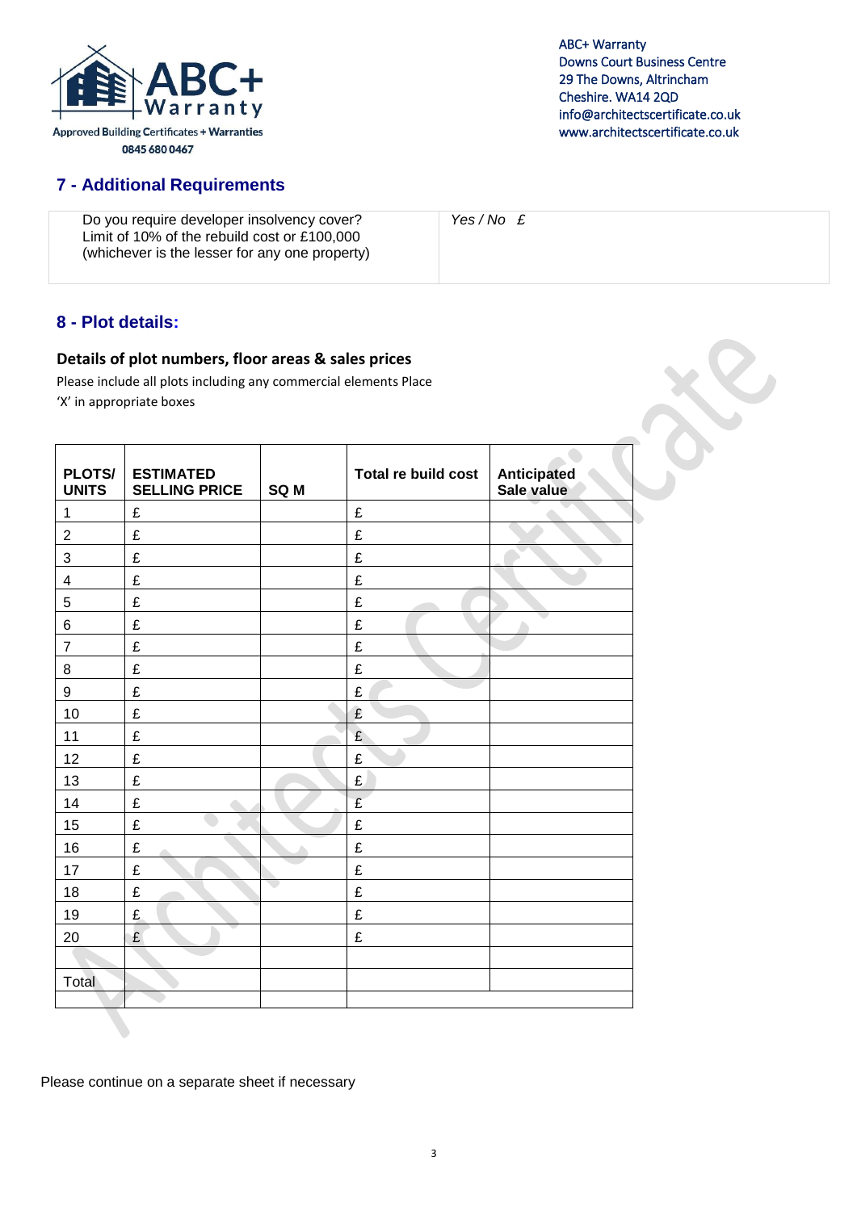ABC+ Warranty
Approved Building Certificates + Warranties
0845 680 0467

ABC+ Warranty
Downs Court Business Centre
29 The Downs, Altrincham
Cheshire. WA14 2QD
info@architectscertificate.co.uk
www.architectscertificate.co.uk

## 7 - Additional Requirements

| Do you require developer insolvency cover? Limit of 10% of the rebuild cost or £100,000 (whichever is the lesser for any one property) | *Yes / No £* |
|---|---|

## 8 - Plot details:

### Details of plot numbers, floor areas & sales prices

Please include all plots including any commercial elements Place 'X' in appropriate boxes

| PLOTS/ UNITS | ESTIMATED SELLING PRICE | SQ M | Total re build cost | Anticipated Sale value |
|---|---|---|---|---|
| 1 | £ | | £ | |
| 2 | £ | | £ | |
| 3 | £ | | £ | |
| 4 | £ | | £ | |
| 5 | £ | | £ | |
| 6 | £ | | £ | |
| 7 | £ | | £ | |
| 8 | £ | | £ | |
| 9 | £ | | £ | |
| 10 | £ | | £ | |
| 11 | £ | | £ | |
| 12 | £ | | £ | |
| 13 | £ | | £ | |
| 14 | £ | | £ | |
| 15 | £ | | £ | |
| 16 | £ | | £ | |
| 17 | £ | | £ | |
| 18 | £ | | £ | |
| 19 | £ | | £ | |
| 20 | £ | | £ | |
| | | | | |
| Total | | | | |
| | | | | |

Please continue on a separate sheet if necessary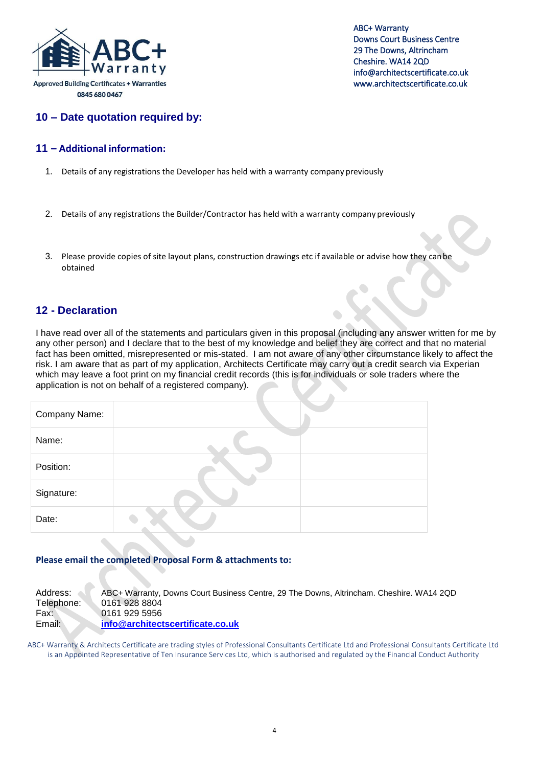ABC+ Warranty
Approved Building Certificates + Warranties
0845 680 0467

ABC+ Warranty
Downs Court Business Centre
29 The Downs, Altrincham
Cheshire. WA14 2QD
info@architectscertificate.co.uk
www.architectscertificate.co.uk

## 10 – Date quotation required by:

## 11 – Additional information:

1. Details of any registrations the Developer has held with a warranty company previously

2. Details of any registrations the Builder/Contractor has held with a warranty company previously

3. Please provide copies of site layout plans, construction drawings etc if available or advise how they can be obtained

## 12 - Declaration

I have read over all of the statements and particulars given in this proposal (including any answer written for me by any other person) and I declare that to the best of my knowledge and belief they are correct and that no material fact has been omitted, misrepresented or mis-stated. I am not aware of any other circumstance likely to affect the risk. I am aware that as part of my application, Architects Certificate may carry out a credit search via Experian which may leave a foot print on my financial credit records (this is for individuals or sole traders where the application is not on behalf of a registered company).

| | | |
|---|---|---|
| Company Name: | | |
| Name: | | |
| Position: | | |
| Signature: | | |
| Date: | | |

**Please email the completed Proposal Form & attachments to:**

Address: ABC+ Warranty, Downs Court Business Centre, 29 The Downs, Altrincham. Cheshire. WA14 2QD
Telephone: 0161 928 8804
Fax: 0161 929 5956
Email: **info@architectscertificate.co.uk**

ABC+ Warranty & Architects Certificate are trading styles of Professional Consultants Certificate Ltd and Professional Consultants Certificate Ltd is an Appointed Representative of Ten Insurance Services Ltd, which is authorised and regulated by the Financial Conduct Authority